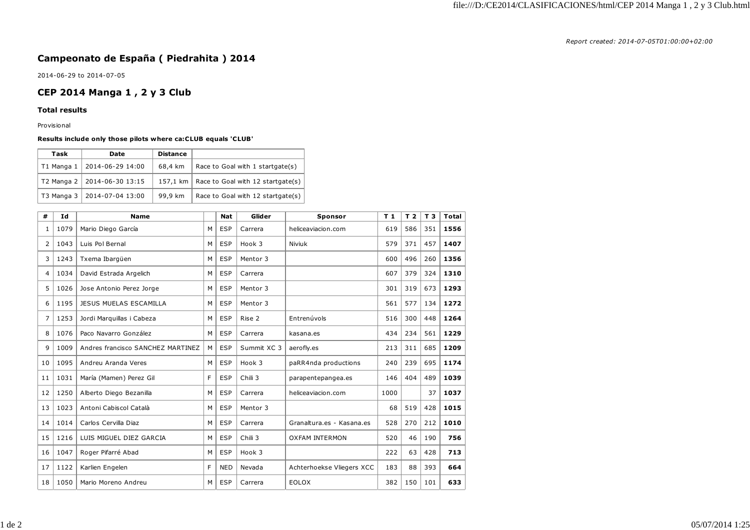*Report created: 2014-07-05T01:00:00+02:00*

## Campeonato de España ( Piedrahita ) 2014

2014-06-29 to 2014-07-05

## CEP 2014 Manga 1 , 2 y 3 Club

### Total results

Provisional

**Results include only those pilots where ca:CLUB equals 'CLUB'**

| Task | Date | Distance | |
|---|---|---|---|
| T1 Manga 1 | 2014-06-29 14:00 | 68,4 km | Race to Goal with 1 startgate(s) |
| T2 Manga 2 | 2014-06-30 13:15 | 157,1 km | Race to Goal with 12 startgate(s) |
| T3 Manga 3 | 2014-07-04 13:00 | 99,9 km | Race to Goal with 12 startgate(s) |

| # | Id | Name | | Nat | Glider | Sponsor | T 1 | T 2 | T 3 | Total |
|---|---|---|---|---|---|---|---|---|---|---|
| 1 | 1079 | Mario Diego García | M | ESP | Carrera | heliceaviacion.com | 619 | 586 | 351 | **1556** |
| 2 | 1043 | Luis Pol Bernal | M | ESP | Hook 3 | Niviuk | 579 | 371 | 457 | **1407** |
| 3 | 1243 | Txema Ibargüen | M | ESP | Mentor 3 | | 600 | 496 | 260 | **1356** |
| 4 | 1034 | David Estrada Argelich | M | ESP | Carrera | | 607 | 379 | 324 | **1310** |
| 5 | 1026 | Jose Antonio Perez Jorge | M | ESP | Mentor 3 | | 301 | 319 | 673 | **1293** |
| 6 | 1195 | JESUS MUELAS ESCAMILLA | M | ESP | Mentor 3 | | 561 | 577 | 134 | **1272** |
| 7 | 1253 | Jordi Marquillas i Cabeza | M | ESP | Rise 2 | Entrenúvols | 516 | 300 | 448 | **1264** |
| 8 | 1076 | Paco Navarro González | M | ESP | Carrera | kasana.es | 434 | 234 | 561 | **1229** |
| 9 | 1009 | Andres francisco SANCHEZ MARTINEZ | M | ESP | Summit XC 3 | aerofly.es | 213 | 311 | 685 | **1209** |
| 10 | 1095 | Andreu Aranda Veres | M | ESP | Hook 3 | paRR4nda productions | 240 | 239 | 695 | **1174** |
| 11 | 1031 | María (Mamen) Perez Gil | F | ESP | Chili 3 | parapentepangea.es | 146 | 404 | 489 | **1039** |
| 12 | 1250 | Alberto Diego Bezanilla | M | ESP | Carrera | heliceaviacion.com | 1000 | | 37 | **1037** |
| 13 | 1023 | Antoni Cabiscol Català | M | ESP | Mentor 3 | | 68 | 519 | 428 | **1015** |
| 14 | 1014 | Carlos Cervilla Diaz | M | ESP | Carrera | Granaltura.es - Kasana.es | 528 | 270 | 212 | **1010** |
| 15 | 1216 | LUIS MIGUEL DIEZ GARCIA | M | ESP | Chili 3 | OXFAM INTERMON | 520 | 46 | 190 | **756** |
| 16 | 1047 | Roger Pifarré Abad | M | ESP | Hook 3 | | 222 | 63 | 428 | **713** |
| 17 | 1122 | Karlien Engelen | F | NED | Nevada | Achterhoekse Vliegers XCC | 183 | 88 | 393 | **664** |
| 18 | 1050 | Mario Moreno Andreu | M | ESP | Carrera | EOLOX | 382 | 150 | 101 | **633** |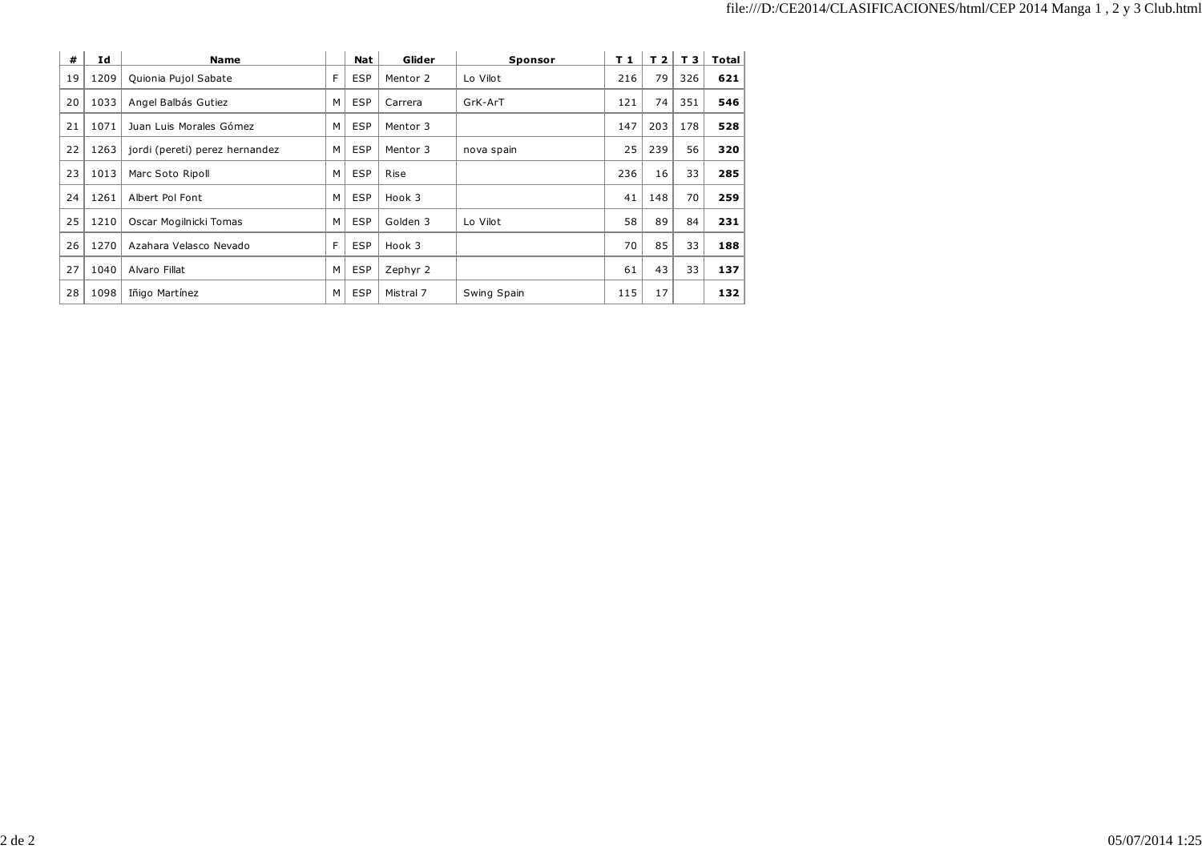| # | Id | Name | | Nat | Glider | Sponsor | T 1 | T 2 | T 3 | Total |
|---|---|---|---|---|---|---|---|---|---|---|
| 19 | 1209 | Quionia Pujol Sabate | F | ESP | Mentor 2 | Lo Vilot | 216 | 79 | 326 | **621** |
| 20 | 1033 | Angel Balbás Gutiez | M | ESP | Carrera | GrK-ArT | 121 | 74 | 351 | **546** |
| 21 | 1071 | Juan Luis Morales Gómez | M | ESP | Mentor 3 | | 147 | 203 | 178 | **528** |
| 22 | 1263 | jordi (pereti) perez hernandez | M | ESP | Mentor 3 | nova spain | 25 | 239 | 56 | **320** |
| 23 | 1013 | Marc Soto Ripoll | M | ESP | Rise | | 236 | 16 | 33 | **285** |
| 24 | 1261 | Albert Pol Font | M | ESP | Hook 3 | | 41 | 148 | 70 | **259** |
| 25 | 1210 | Oscar Mogilnicki Tomas | M | ESP | Golden 3 | Lo Vilot | 58 | 89 | 84 | **231** |
| 26 | 1270 | Azahara Velasco Nevado | F | ESP | Hook 3 | | 70 | 85 | 33 | **188** |
| 27 | 1040 | Alvaro Fillat | M | ESP | Zephyr 2 | | 61 | 43 | 33 | **137** |
| 28 | 1098 | Iñigo Martínez | M | ESP | Mistral 7 | Swing Spain | 115 | 17 | | **132** |